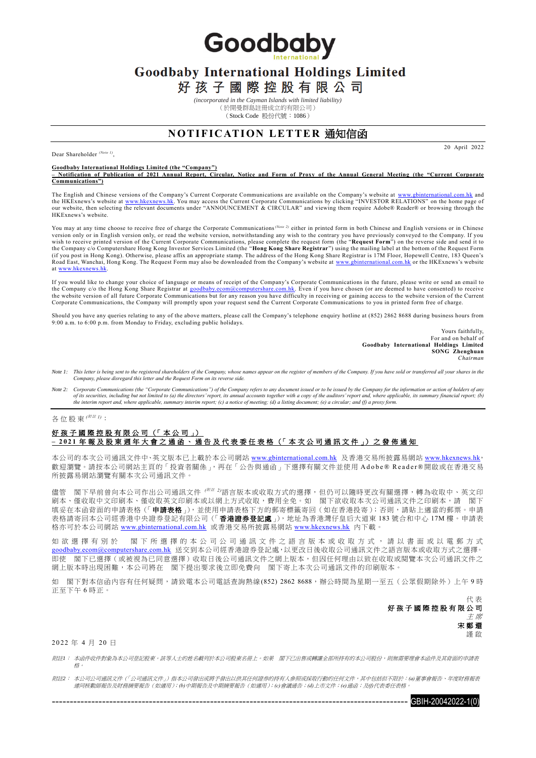# Goodbaby International Holdings Limited

# 好孩子國際控股有限公司

*(incorporated in the Cayman Islands with limited liability)*

（於開曼群島註冊成立的有限公司）

（Stock Code 股份代號：1086）

## NOTIFICATION LETTER 通知信函

20 April 2022

Dear Shareholder *(Note 1)*,

**Goodbaby International Holdings Limited (the "Company")**
**– Notification of Publication of 2021 Annual Report, Circular, Notice and Form of Proxy of the Annual General Meeting (the "Current Corporate Communications")**

The English and Chinese versions of the Company's Current Corporate Communications are available on the Company's website at www.gbinternational.com.hk and the HKExnews's website at www.hkexnews.hk. You may access the Current Corporate Communications by clicking "INVESTOR RELATIONS" on the home page of our website, then selecting the relevant documents under "ANNOUNCEMENT & CIRCULAR" and viewing them require Adobe® Reader® or browsing through the HKExnews's website.

You may at any time choose to receive free of charge the Corporate Communications *(Note 2)* either in printed form in both Chinese and English versions or in Chinese version only or in English version only, or read the website version, notwithstanding any wish to the contrary you have previously conveyed to the Company. If you wish to receive printed version of the Current Corporate Communications, please complete the request form (the "**Request Form**") on the reverse side and send it to the Company c/o Computershare Hong Kong Investor Services Limited (the "**Hong Kong Share Registrar**") using the mailing label at the bottom of the Request Form (if you post in Hong Kong). Otherwise, please affix an appropriate stamp. The address of the Hong Kong Share Registrar is 17M Floor, Hopewell Centre, 183 Queen's Road East, Wanchai, Hong Kong. The Request Form may also be downloaded from the Company's website at www.gbinternational.com.hk or the HKExnews's website at www.hkexnews.hk.

If you would like to change your choice of language or means of receipt of the Company's Corporate Communications in the future, please write or send an email to the Company c/o the Hong Kong Share Registrar at goodbaby.ecom@computershare.com.hk. Even if you have chosen (or are deemed to have consented) to receive the website version of all future Corporate Communications but for any reason you have difficulty in receiving or gaining access to the website version of the Current Corporate Communications, the Company will promptly upon your request send the Current Corporate Communications to you in printed form free of charge.

Should you have any queries relating to any of the above matters, please call the Company's telephone enquiry hotline at (852) 2862 8688 during business hours from 9:00 a.m. to 6:00 p.m. from Monday to Friday, excluding public holidays.

Yours faithfully,
For and on behalf of
**Goodbaby International Holdings Limited**
**SONG Zhenghuan**
*Chairman*

*Note 1: This letter is being sent to the registered shareholders of the Company, whose names appear on the register of members of the Company. If you have sold or transferred all your shares in the Company, please disregard this letter and the Request Form on its reverse side.*

*Note 2: Corporate Communications (the "Corporate Communications") of the Company refers to any document issued or to be issued by the Company for the information or action of holders of any of its securities, including but not limited to (a) the directors' report, its annual accounts together with a copy of the auditors' report and, where applicable, its summary financial report; (b) the interim report and, where applicable, summary interim report; (c) a notice of meeting; (d) a listing document; (e) a circular; and (f) a proxy form.*

---

各位股東 *(附註 1)*：

**好孩子國際控股有限公司（「本公司」）**
**– 2021年報及股東週年大會之通函、通告及代表委任表格（「本次公司通訊文件」）之發佈通知**

本公司的本次公司通訊文件中、英文版本已上載於本公司網站 www.gbinternational.com.hk 及香港交易所披露易網站 www.hkexnews.hk，歡迎瀏覽。請按本公司網站主頁的「投資者關係」，再在「公告與通函」下選擇有關文件並使用 Adobe® Reader®開啟或在香港交易所披露易網站瀏覽有關本次公司通訊文件。

儘管　閣下早前曾向本公司作出公司通訊文件 *(附註 2)*語言版本或收取方式的選擇，但仍可以隨時更改有關選擇，轉為收取中、英文印刷本、僅收取中文印刷本、僅收取英文印刷本或以網上方式收取，費用全免。如　閣下欲收取本次公司通訊文件之印刷本，請　閣下填妥在本函背面的申請表格（「**申請表格**」），並使用申請表格下方的郵寄標籤寄回（如在香港投寄）；否則，請貼上適當的郵票。申請表格請寄回本公司經香港中央證券登記有限公司（「**香港證券登記處**」），地址為香港灣仔皇后大道東 183 號合和中心 17M 樓。申請表格亦可於本公司網站 www.gbinternational.com.hk 或香港交易所披露易網站 www.hkexnews.hk 內下載。

如欲選擇有別於　閣下所選擇的本公司公司通訊文件之語言版本或收取方式，請以書面或以電郵方式 goodbaby.ecom@computershare.com.hk 送交到本公司經香港證券登記處，以更改日後收取公司通訊文件之語言版本或收取方式之選擇。即使　閣下已選擇（或被視為已同意選擇）收取日後公司通訊文件之網上版本，但因任何理由以致在收取或閱覽本次公司通訊文件之網上版本時出現困難，本公司將在　閣下提出要求後立即免費向　閣下寄上本次公司通訊文件的印刷版本。

如　閣下對本信函內容有任何疑問，請致電本公司電話查詢熱線(852) 2862 8688，辦公時間為星期一至五（公眾假期除外）上午 9 時正至下午 6 時正。

代表
**好孩子國際控股有限公司**
*主席*
**宋鄭還**
謹啟

2022 年 4 月 20 日

*附註1：本函件收件對象為本公司登記股東。該等人士的姓名載列於本公司股東名冊上。如果　閣下已出售或轉讓全部所持有的本公司股份，則無需要理會本函件及其背面的申請表格。*

*附註2：本公司公司通訊文件（「公司通訊文件」）指本公司發出或將予發出以供其任何證券的持有人參照或採取行動的任何文件，其中包括但不限於：(a)董事會報告、年度財務報表連同核數師報告及財務摘要報告（如適用）；(b)中期報告及中期摘要報告（如適用）；(c)會議通告；(d)上市文件；(e)通函；及(f)代表委任表格。*

GBIH-20042022-1(0)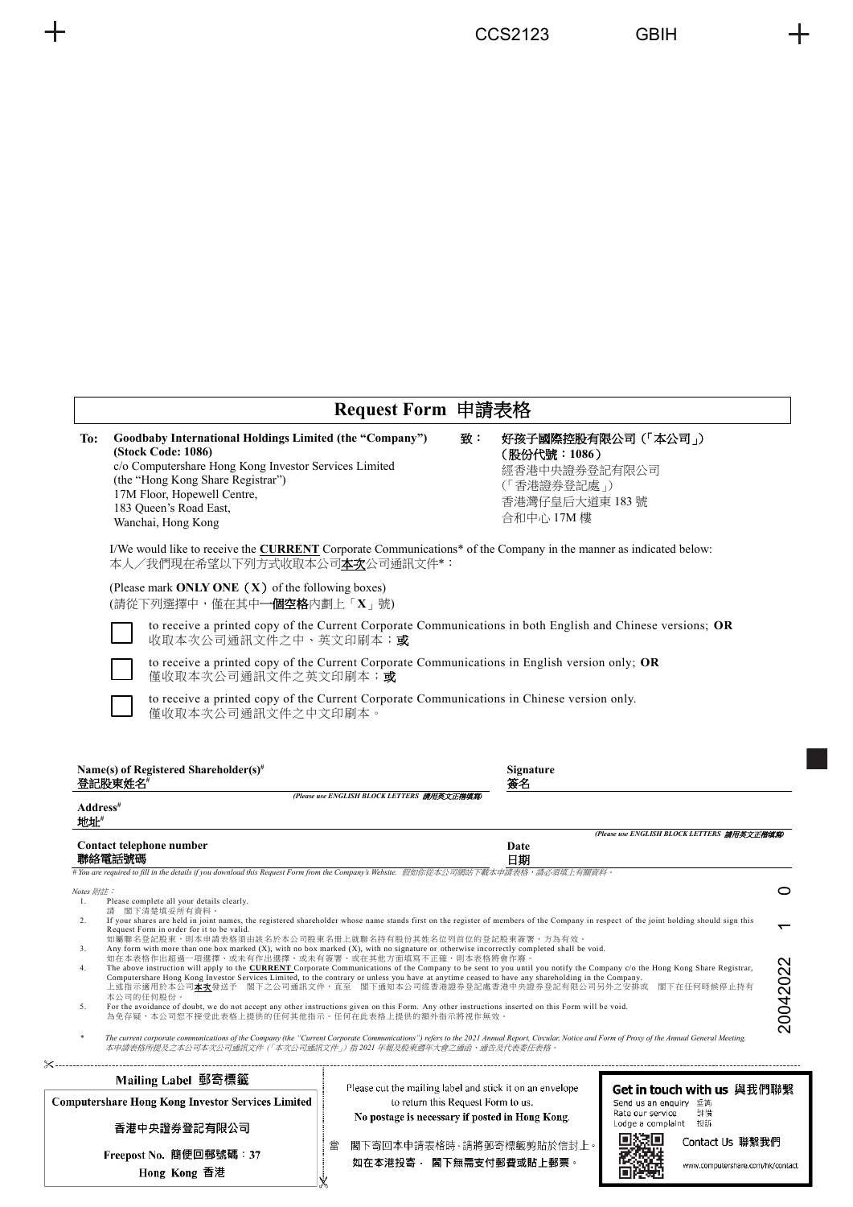# Request Form 申請表格

**To: Goodbaby International Holdings Limited (the "Company")**
**(Stock Code: 1086)**
c/o Computershare Hong Kong Investor Services Limited
(the "Hong Kong Share Registrar")
17M Floor, Hopewell Centre,
183 Queen's Road East,
Wanchai, Hong Kong

**致： 好孩子國際控股有限公司（「本公司」）**
**（股份代號：1086）**
經香港中央證券登記有限公司
（「香港證券登記處」）
香港灣仔皇后大道東 183 號
合和中心 17M 樓

I/We would like to receive the **CURRENT** Corporate Communications* of the Company in the manner as indicated below:
本人／我們現在希望以下列方式收取本公司**本次**公司通訊文件*：

(Please mark **ONLY ONE** (**X**) of the following boxes)
(請從下列選擇中，僅在其中**一個空格**內劃上「**X**」號)

☐ to receive a printed copy of the Current Corporate Communications in both English and Chinese versions; **OR**
收取本次公司通訊文件之中、英文印刷本；**或**

☐ to receive a printed copy of the Current Corporate Communications in English version only; **OR**
僅收取本次公司通訊文件之英文印刷本；**或**

☐ to receive a printed copy of the Current Corporate Communications in Chinese version only.
僅收取本次公司通訊文件之中文印刷本。

**Name(s) of Registered Shareholder(s)#**
**登記股東姓名#**
*(Please use ENGLISH BLOCK LETTERS 請用英文正楷填寫)*

**Signature**
**簽名**

**Address#**
**地址#**
*(Please use ENGLISH BLOCK LETTERS 請用英文正楷填寫)*

**Contact telephone number**
**聯絡電話號碼**

**Date**
**日期**

*# You are required to fill in the details if you download this Request Form from the Company's Website. 假如你從本公司網站下載本申請表格，請必須填上有關資料。*

*Notes 附註：*

1. Please complete all your details clearly.
請 閣下清楚填妥所有資料。
2. If your shares are held in joint names, the registered shareholder whose name stands first on the register of members of the Company in respect of the joint holding should sign this Request Form in order for it to be valid.
如屬聯名登記股東，則本申請表格須由該名於本公司股東名冊上就聯名持有股份其姓名位列首位的登記股東簽署，方為有效。
3. Any form with more than one box marked (X), with no box marked (X), with no signature or otherwise incorrectly completed shall be void.
如在本表格作出超過一項選擇、或未有作出選擇、或未有簽署、或在其他方面填寫不正確，則本表格將會作廢。
4. The above instruction will apply to the **CURRENT** Corporate Communications of the Company to be sent to you until you notify the Company c/o the Hong Kong Share Registrar, Computershare Hong Kong Investor Services Limited, to the contrary or unless you have at anytime ceased to have any shareholding in the Company.
上述指示適用於本公司**本次**發送予 閣下之公司通訊文件，直至 閣下通知本公司經香港證券登記處香港中央證券登記有限公司另外之安排或 閣下在任何時候停止持有本公司的任何股份。
5. For the avoidance of doubt, we do not accept any other instructions given on this Form. Any other instructions inserted on this Form will be void.
為免存疑，本公司恕不接受此表格上提供的任何其他指示。任何在此表格上提供的額外指示將視作無效。

\* *The current corporate communications of the Company (the "Current Corporate Communications") refers to the 2021 Annual Report, Circular, Notice and Form of Proxy of the Annual General Meeting.*
*本申請表格所提及之本公司本次公司通訊文件（「本次公司通訊文件」）指 2021 年報及股東週年大會之通函、通告及代表委任表格。*

20042022

**Mailing Label 郵寄標籤**

**Computershare Hong Kong Investor Services Limited**

**香港中央證券登記有限公司**

**Freepost No. 簡便回郵號碼：37**

**Hong Kong 香港**

Please cut the mailing label and stick it on an envelope to return this Request Form to us.
**No postage is necessary if posted in Hong Kong.**

當 閣下寄回本申請表格時，請將郵寄標籤剪貼於信封上。
如在本港投寄， 閣下無需支付郵費或貼上郵票。

**Get in touch with us 與我們聯繫**
Send us an enquiry 查詢
Rate our service 評價
Lodge a complaint 投訴

Contact Us 聯繫我們
www.computershare.com/hk/contact